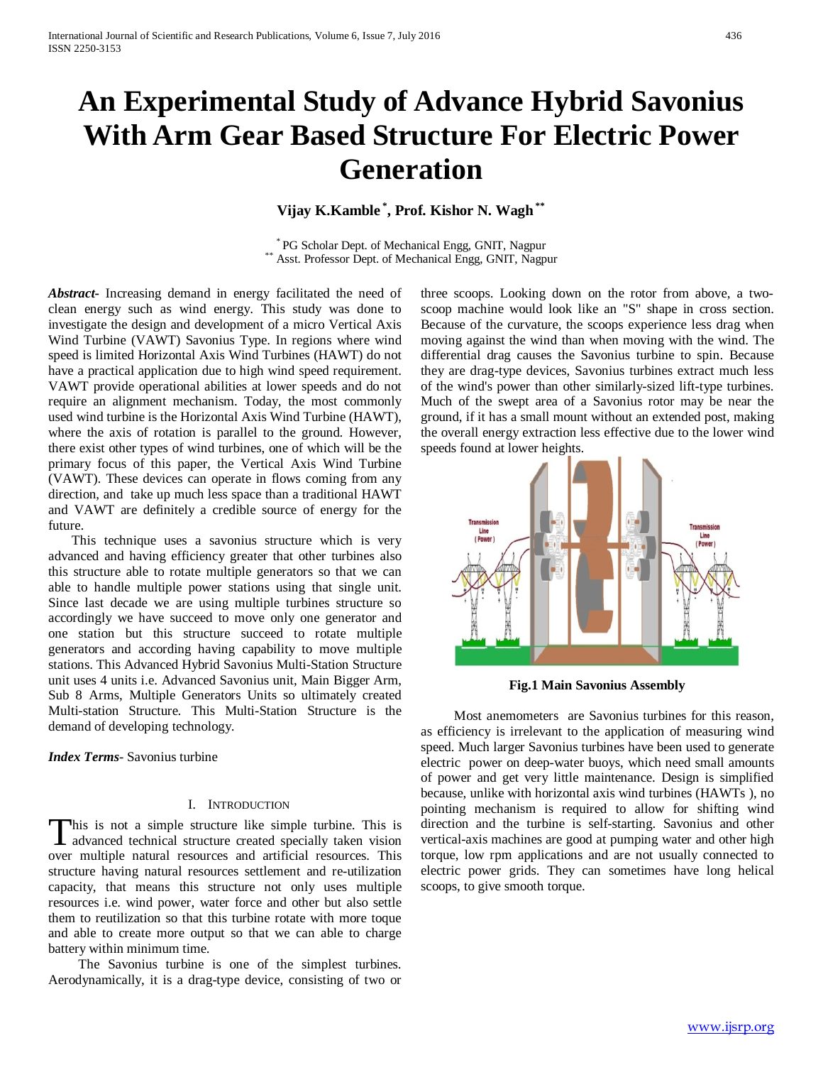# An Experimental Study of Advance Hybrid Savonius With Arm Gear Based Structure For Electric Power Generation

**Vijay K.Kamble [*], Prof. Kishor N. Wagh [**]**

[*] PG Scholar Dept. of Mechanical Engg, GNIT, Nagpur
[**] Asst. Professor Dept. of Mechanical Engg, GNIT, Nagpur

***Abstract-*** Increasing demand in energy facilitated the need of clean energy such as wind energy. This study was done to investigate the design and development of a micro Vertical Axis Wind Turbine (VAWT) Savonius Type. In regions where wind speed is limited Horizontal Axis Wind Turbines (HAWT) do not have a practical application due to high wind speed requirement. VAWT provide operational abilities at lower speeds and do not require an alignment mechanism. Today, the most commonly used wind turbine is the Horizontal Axis Wind Turbine (HAWT), where the axis of rotation is parallel to the ground. However, there exist other types of wind turbines, one of which will be the primary focus of this paper, the Vertical Axis Wind Turbine (VAWT). These devices can operate in flows coming from any direction, and take up much less space than a traditional HAWT and VAWT are definitely a credible source of energy for the future.

This technique uses a savonius structure which is very advanced and having efficiency greater that other turbines also this structure able to rotate multiple generators so that we can able to handle multiple power stations using that single unit. Since last decade we are using multiple turbines structure so accordingly we have succeed to move only one generator and one station but this structure succeed to rotate multiple generators and according having capability to move multiple stations. This Advanced Hybrid Savonius Multi-Station Structure unit uses 4 units i.e. Advanced Savonius unit, Main Bigger Arm, Sub 8 Arms, Multiple Generators Units so ultimately created Multi-station Structure. This Multi-Station Structure is the demand of developing technology.

***Index Terms*-** Savonius turbine

## I. Introduction

This is not a simple structure like simple turbine. This is advanced technical structure created specially taken vision over multiple natural resources and artificial resources. This structure having natural resources settlement and re-utilization capacity, that means this structure not only uses multiple resources i.e. wind power, water force and other but also settle them to reutilization so that this turbine rotate with more toque and able to create more output so that we can able to charge battery within minimum time.

The Savonius turbine is one of the simplest turbines. Aerodynamically, it is a drag-type device, consisting of two or three scoops. Looking down on the rotor from above, a two-scoop machine would look like an "S" shape in cross section. Because of the curvature, the scoops experience less drag when moving against the wind than when moving with the wind. The differential drag causes the Savonius turbine to spin. Because they are drag-type devices, Savonius turbines extract much less of the wind's power than other similarly-sized lift-type turbines. Much of the swept area of a Savonius rotor may be near the ground, if it has a small mount without an extended post, making the overall energy extraction less effective due to the lower wind speeds found at lower heights.

**Fig.1 Main Savonius Assembly**

Most anemometers are Savonius turbines for this reason, as efficiency is irrelevant to the application of measuring wind speed. Much larger Savonius turbines have been used to generate electric power on deep-water buoys, which need small amounts of power and get very little maintenance. Design is simplified because, unlike with horizontal axis wind turbines (HAWTs ), no pointing mechanism is required to allow for shifting wind direction and the turbine is self-starting. Savonius and other vertical-axis machines are good at pumping water and other high torque, low rpm applications and are not usually connected to electric power grids. They can sometimes have long helical scoops, to give smooth torque.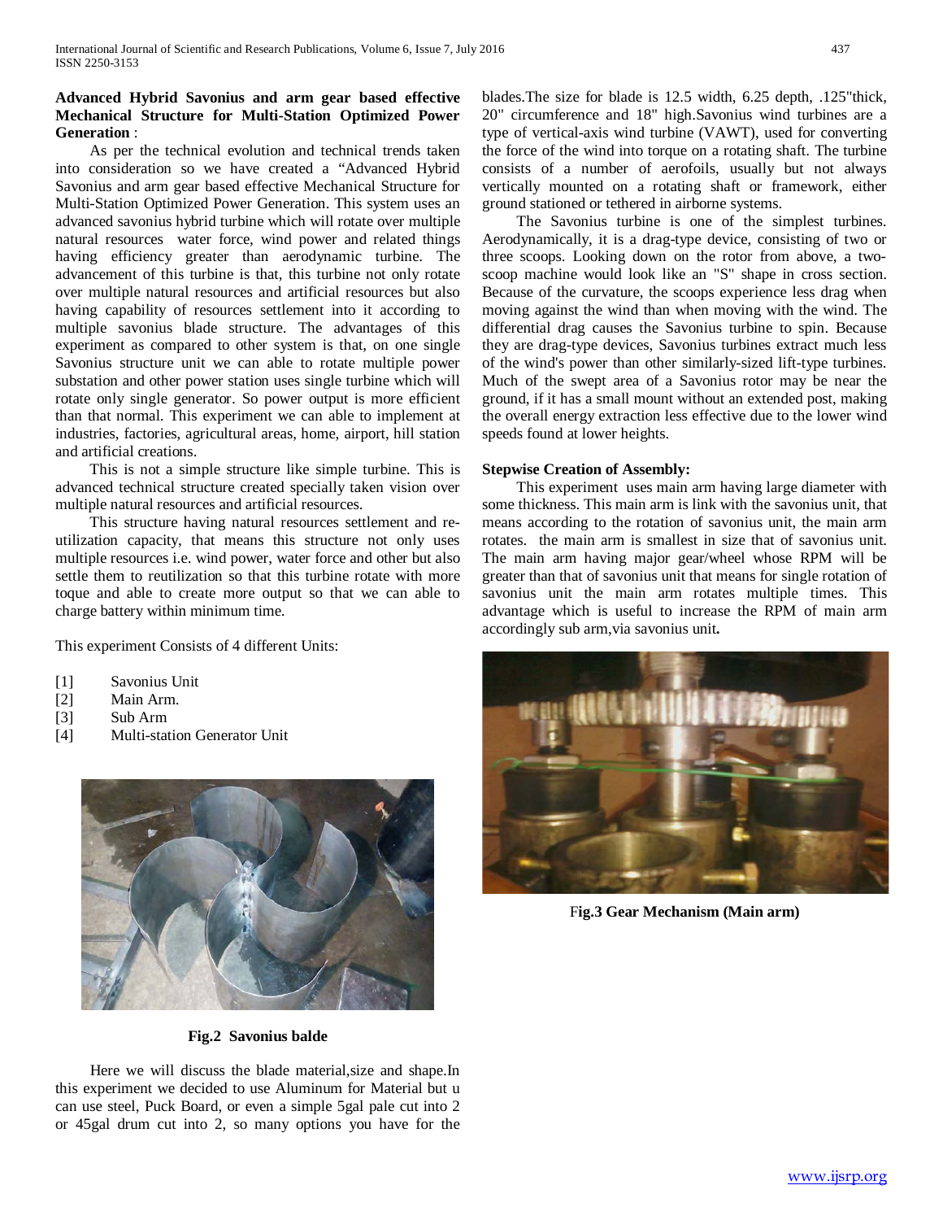**Advanced Hybrid Savonius and arm gear based effective Mechanical Structure for Multi-Station Optimized Power Generation** :

As per the technical evolution and technical trends taken into consideration so we have created a "Advanced Hybrid Savonius and arm gear based effective Mechanical Structure for Multi-Station Optimized Power Generation. This system uses an advanced savonius hybrid turbine which will rotate over multiple natural resources water force, wind power and related things having efficiency greater than aerodynamic turbine. The advancement of this turbine is that, this turbine not only rotate over multiple natural resources and artificial resources but also having capability of resources settlement into it according to multiple savonius blade structure. The advantages of this experiment as compared to other system is that, on one single Savonius structure unit we can able to rotate multiple power substation and other power station uses single turbine which will rotate only single generator. So power output is more efficient than that normal. This experiment we can able to implement at industries, factories, agricultural areas, home, airport, hill station and artificial creations.

This is not a simple structure like simple turbine. This is advanced technical structure created specially taken vision over multiple natural resources and artificial resources.

This structure having natural resources settlement and re-utilization capacity, that means this structure not only uses multiple resources i.e. wind power, water force and other but also settle them to reutilization so that this turbine rotate with more toque and able to create more output so that we can able to charge battery within minimum time.

This experiment Consists of 4 different Units:

[1] Savonius Unit
[2] Main Arm.
[3] Sub Arm
[4] Multi-station Generator Unit

**Fig.2 Savonius balde**

Here we will discuss the blade material,size and shape.In this experiment we decided to use Aluminum for Material but u can use steel, Puck Board, or even a simple 5gal pale cut into 2 or 45gal drum cut into 2, so many options you have for the blades.The size for blade is 12.5 width, 6.25 depth, .125"thick, 20" circumference and 18" high.Savonius wind turbines are a type of vertical-axis wind turbine (VAWT), used for converting the force of the wind into torque on a rotating shaft. The turbine consists of a number of aerofoils, usually but not always vertically mounted on a rotating shaft or framework, either ground stationed or tethered in airborne systems.

The Savonius turbine is one of the simplest turbines. Aerodynamically, it is a drag-type device, consisting of two or three scoops. Looking down on the rotor from above, a two-scoop machine would look like an "S" shape in cross section. Because of the curvature, the scoops experience less drag when moving against the wind than when moving with the wind. The differential drag causes the Savonius turbine to spin. Because they are drag-type devices, Savonius turbines extract much less of the wind's power than other similarly-sized lift-type turbines. Much of the swept area of a Savonius rotor may be near the ground, if it has a small mount without an extended post, making the overall energy extraction less effective due to the lower wind speeds found at lower heights.

**Stepwise Creation of Assembly:**

This experiment uses main arm having large diameter with some thickness. This main arm is link with the savonius unit, that means according to the rotation of savonius unit, the main arm rotates. the main arm is smallest in size that of savonius unit. The main arm having major gear/wheel whose RPM will be greater than that of savonius unit that means for single rotation of savonius unit the main arm rotates multiple times. This advantage which is useful to increase the RPM of main arm accordingly sub arm,via savonius unit**.**

**Fig.3 Gear Mechanism (Main arm)**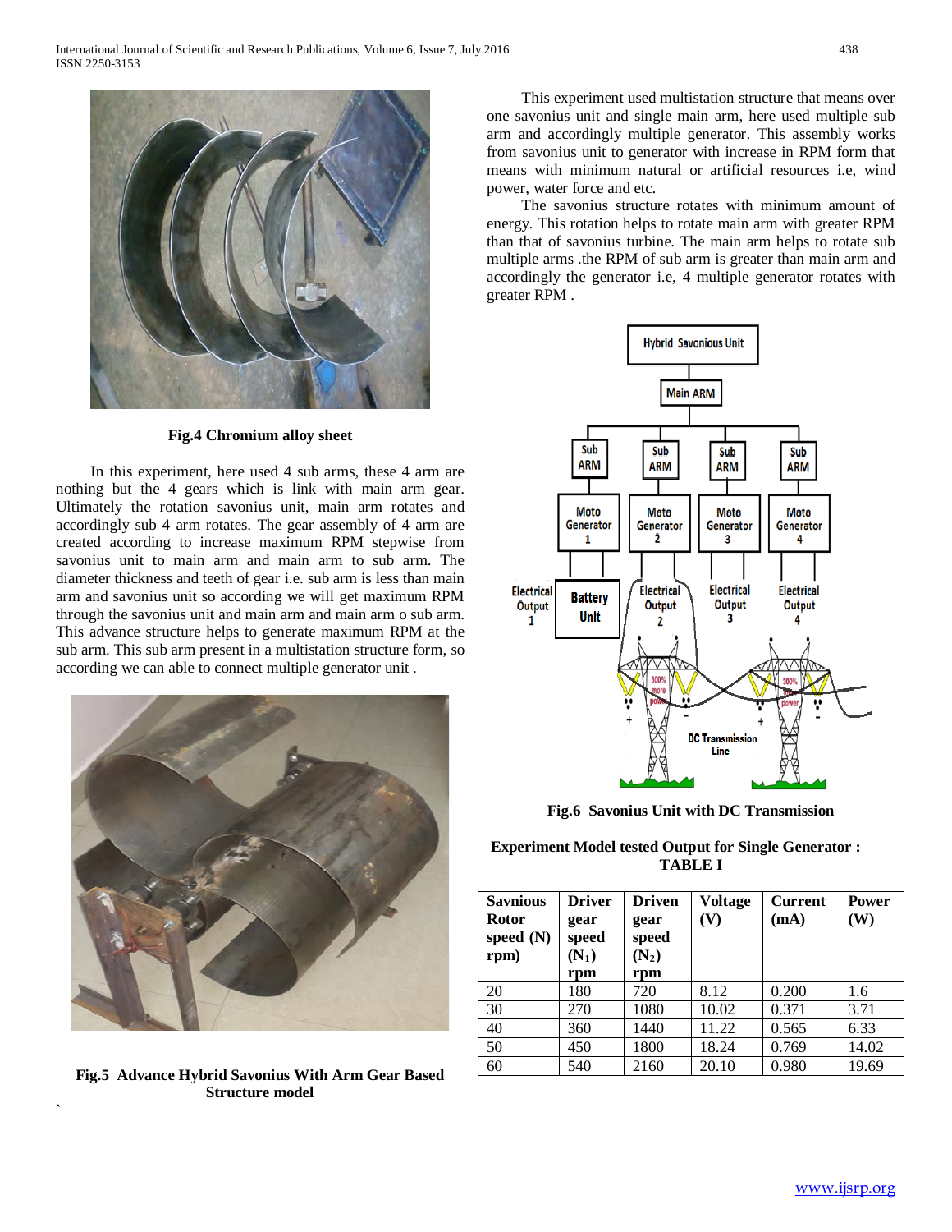**Fig.4 Chromium alloy sheet**

In this experiment, here used 4 sub arms, these 4 arm are nothing but the 4 gears which is link with main arm gear. Ultimately the rotation savonius unit, main arm rotates and accordingly sub 4 arm rotates. The gear assembly of 4 arm are created according to increase maximum RPM stepwise from savonius unit to main arm and main arm to sub arm. The diameter thickness and teeth of gear i.e. sub arm is less than main arm and savonius unit so according we will get maximum RPM through the savonius unit and main arm and main arm o sub arm. This advance structure helps to generate maximum RPM at the sub arm. This sub arm present in a multistation structure form, so according we can able to connect multiple generator unit .

**Fig.5 Advance Hybrid Savonius With Arm Gear Based Structure model**

This experiment used multistation structure that means over one savonius unit and single main arm, here used multiple sub arm and accordingly multiple generator. This assembly works from savonius unit to generator with increase in RPM form that means with minimum natural or artificial resources i.e, wind power, water force and etc.

The savonius structure rotates with minimum amount of energy. This rotation helps to rotate main arm with greater RPM than that of savonius turbine. The main arm helps to rotate sub multiple arms .the RPM of sub arm is greater than main arm and accordingly the generator i.e, 4 multiple generator rotates with greater RPM .

**Fig.6 Savonius Unit with DC Transmission**

**Experiment Model tested Output for Single Generator : TABLE I**

| Savnious Rotor speed (N) rpm) | Driver gear speed ($N_1$) rpm | Driven gear speed ($N_2$) rpm | Voltage (V) | Current (mA) | Power (W) |
|---|---|---|---|---|---|
| 20 | 180 | 720 | 8.12 | 0.200 | 1.6 |
| 30 | 270 | 1080 | 10.02 | 0.371 | 3.71 |
| 40 | 360 | 1440 | 11.22 | 0.565 | 6.33 |
| 50 | 450 | 1800 | 18.24 | 0.769 | 14.02 |
| 60 | 540 | 2160 | 20.10 | 0.980 | 19.69 |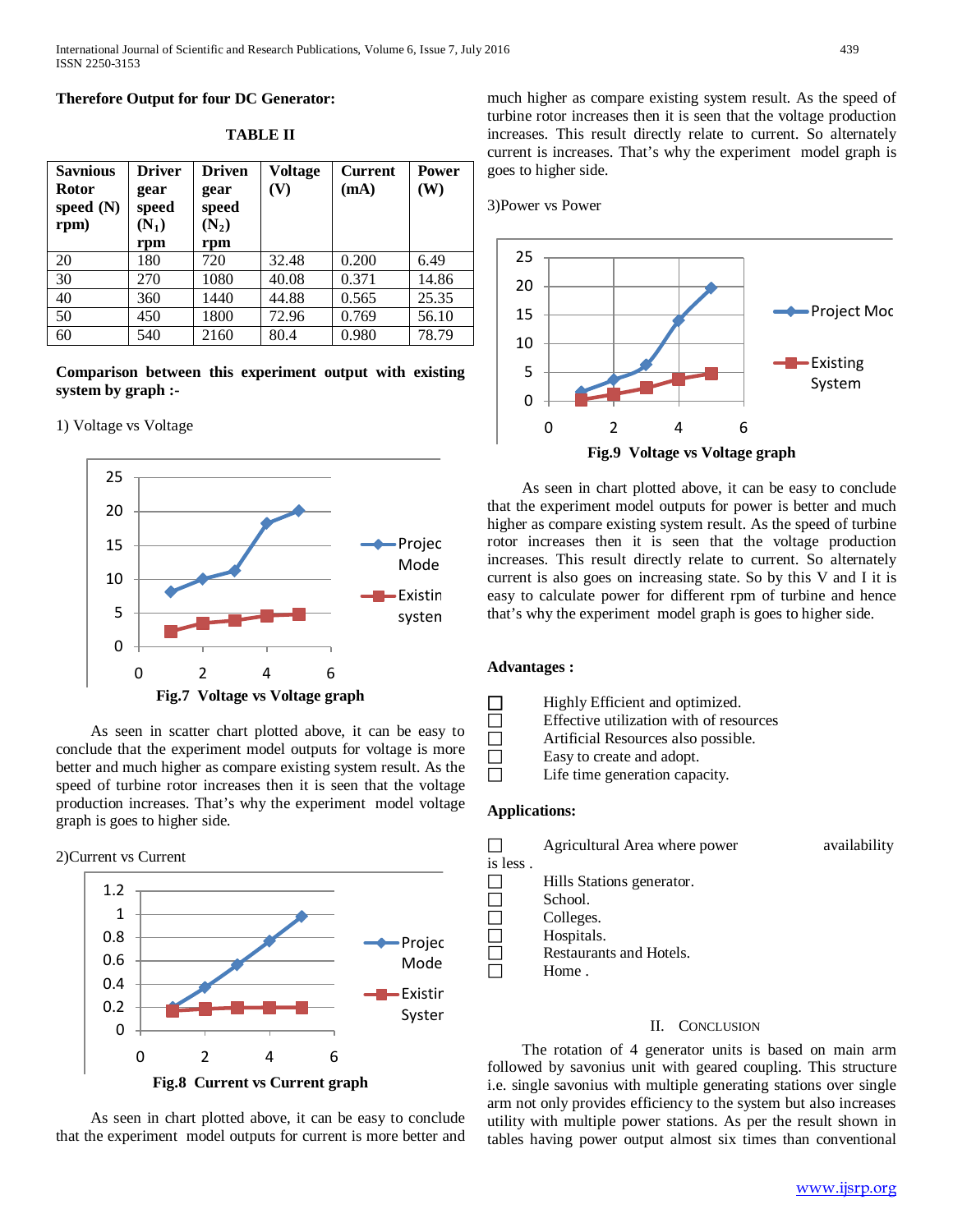**Therefore Output for four DC Generator:**

**TABLE II**

| Savnious Rotor speed (N) rpm) | Driver gear speed ($N_1$) rpm | Driven gear speed ($N_2$) rpm | Voltage (V) | Current (mA) | Power (W) |
|---|---|---|---|---|---|
| 20 | 180 | 720 | 32.48 | 0.200 | 6.49 |
| 30 | 270 | 1080 | 40.08 | 0.371 | 14.86 |
| 40 | 360 | 1440 | 44.88 | 0.565 | 25.35 |
| 50 | 450 | 1800 | 72.96 | 0.769 | 56.10 |
| 60 | 540 | 2160 | 80.4 | 0.980 | 78.79 |

**Comparison between this experiment output with existing system by graph :-**

1) Voltage vs Voltage

**Fig.7 Voltage vs Voltage graph**

As seen in scatter chart plotted above, it can be easy to conclude that the experiment model outputs for voltage is more better and much higher as compare existing system result. As the speed of turbine rotor increases then it is seen that the voltage production increases. That's why the experiment model voltage graph is goes to higher side.

2)Current vs Current

**Fig.8 Current vs Current graph**

As seen in chart plotted above, it can be easy to conclude that the experiment model outputs for current is more better and much higher as compare existing system result. As the speed of turbine rotor increases then it is seen that the voltage production increases. This result directly relate to current. So alternately current is increases. That's why the experiment model graph is goes to higher side.

3)Power vs Power

**Fig.9 Voltage vs Voltage graph**

As seen in chart plotted above, it can be easy to conclude that the experiment model outputs for power is better and much higher as compare existing system result. As the speed of turbine rotor increases then it is seen that the voltage production increases. This result directly relate to current. So alternately current is also goes on increasing state. So by this V and I it is easy to calculate power for different rpm of turbine and hence that's why the experiment model graph is goes to higher side.

**Advantages :**

- Highly Efficient and optimized.
- Effective utilization with of resources
- Artificial Resources also possible.
- Easy to create and adopt.
- Life time generation capacity.

**Applications:**

- Agricultural Area where power availability is less .
- Hills Stations generator.
- School.
- Colleges.
- Hospitals.
- Restaurants and Hotels.
- Home .

## II. CONCLUSION

The rotation of 4 generator units is based on main arm followed by savonius unit with geared coupling. This structure i.e. single savonius with multiple generating stations over single arm not only provides efficiency to the system but also increases utility with multiple power stations. As per the result shown in tables having power output almost six times than conventional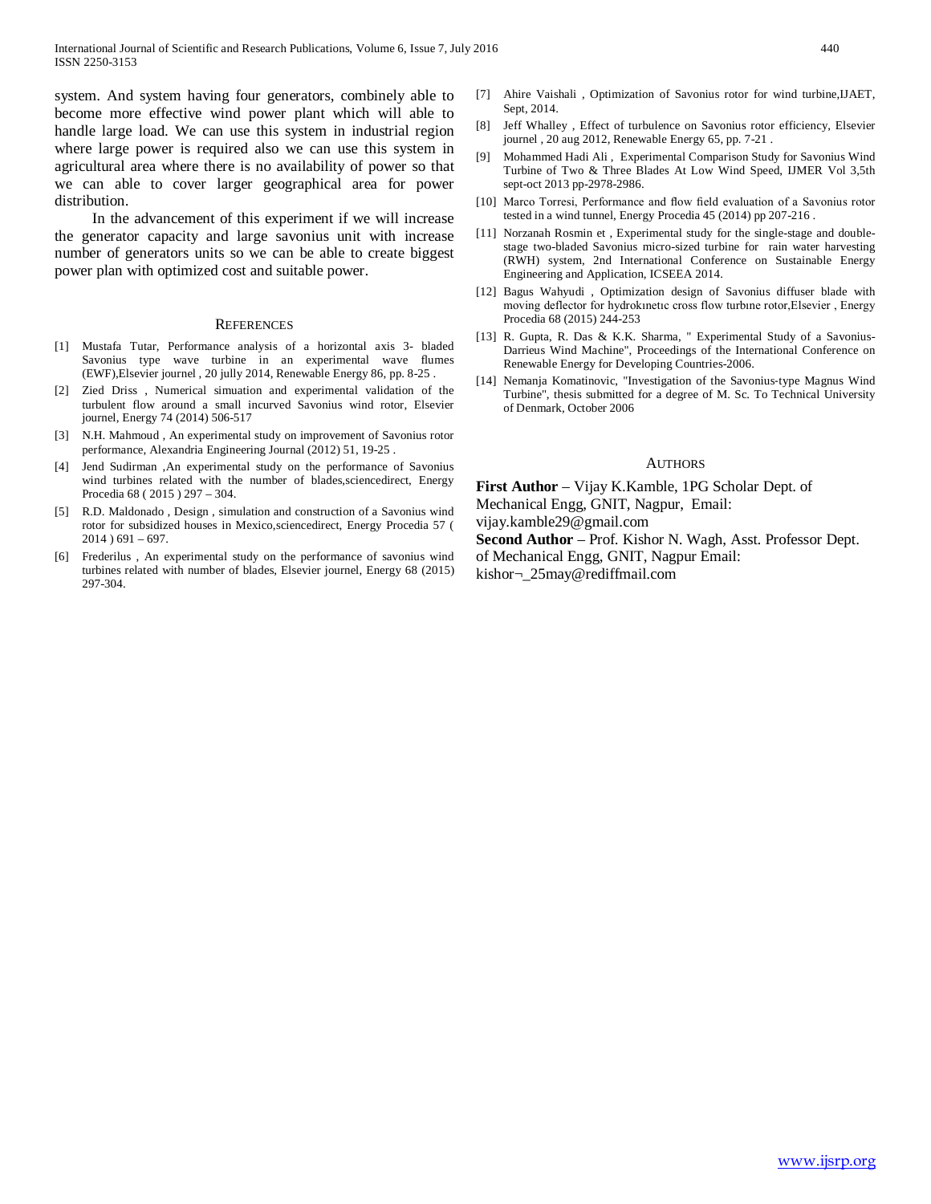system. And system having four generators, combinely able to become more effective wind power plant which will able to handle large load. We can use this system in industrial region where large power is required also we can use this system in agricultural area where there is no availability of power so that we can able to cover larger geographical area for power distribution.

In the advancement of this experiment if we will increase the generator capacity and large savonius unit with increase number of generators units so we can be able to create biggest power plan with optimized cost and suitable power.

## REFERENCES

[1] Mustafa Tutar, Performance analysis of a horizontal axis 3- bladed Savonius type wave turbine in an experimental wave flumes (EWF),Elsevier journel , 20 jully 2014, Renewable Energy 86, pp. 8-25 .

[2] Zied Driss , Numerical simuation and experimental validation of the turbulent flow around a small incurved Savonius wind rotor, Elsevier journel, Energy 74 (2014) 506-517

[3] N.H. Mahmoud , An experimental study on improvement of Savonius rotor performance, Alexandria Engineering Journal (2012) 51, 19-25 .

[4] Jend Sudirman ,An experimental study on the performance of Savonius wind turbines related with the number of blades,sciencedirect, Energy Procedia 68 ( 2015 ) 297 – 304.

[5] R.D. Maldonado , Design , simulation and construction of a Savonius wind rotor for subsidized houses in Mexico,sciencedirect, Energy Procedia 57 ( 2014 ) 691 – 697.

[6] Frederilus , An experimental study on the performance of savonius wind turbines related with number of blades, Elsevier journel, Energy 68 (2015) 297-304.

[7] Ahire Vaishali , Optimization of Savonius rotor for wind turbine,IJAET, Sept, 2014.

[8] Jeff Whalley , Effect of turbulence on Savonius rotor efficiency, Elsevier journel , 20 aug 2012, Renewable Energy 65, pp. 7-21 .

[9] Mohammed Hadi Ali , Experimental Comparison Study for Savonius Wind Turbine of Two & Three Blades At Low Wind Speed, IJMER Vol 3,5th sept-oct 2013 pp-2978-2986.

[10] Marco Torresi, Performance and flow field evaluation of a Savonius rotor tested in a wind tunnel, Energy Procedia 45 (2014) pp 207-216 .

[11] Norzanah Rosmin et , Experimental study for the single-stage and double-stage two-bladed Savonius micro-sized turbine for rain water harvesting (RWH) system, 2nd International Conference on Sustainable Energy Engineering and Application, ICSEEA 2014.

[12] Bagus Wahyudi , Optimization design of Savonius diffuser blade with moving deflector for hydrokınetıc cross flow turbıne rotor,Elsevier , Energy Procedia 68 (2015) 244-253

[13] R. Gupta, R. Das & K.K. Sharma, " Experimental Study of a Savonius-Darrieus Wind Machine", Proceedings of the International Conference on Renewable Energy for Developing Countries-2006.

[14] Nemanja Komatinovic, "Investigation of the Savonius-type Magnus Wind Turbine", thesis submitted for a degree of M. Sc. To Technical University of Denmark, October 2006

## AUTHORS

**First Author** – Vijay K.Kamble, 1PG Scholar Dept. of Mechanical Engg, GNIT, Nagpur, Email: vijay.kamble29@gmail.com

**Second Author** – Prof. Kishor N. Wagh, Asst. Professor Dept. of Mechanical Engg, GNIT, Nagpur Email: kishor¬_25may@rediffmail.com